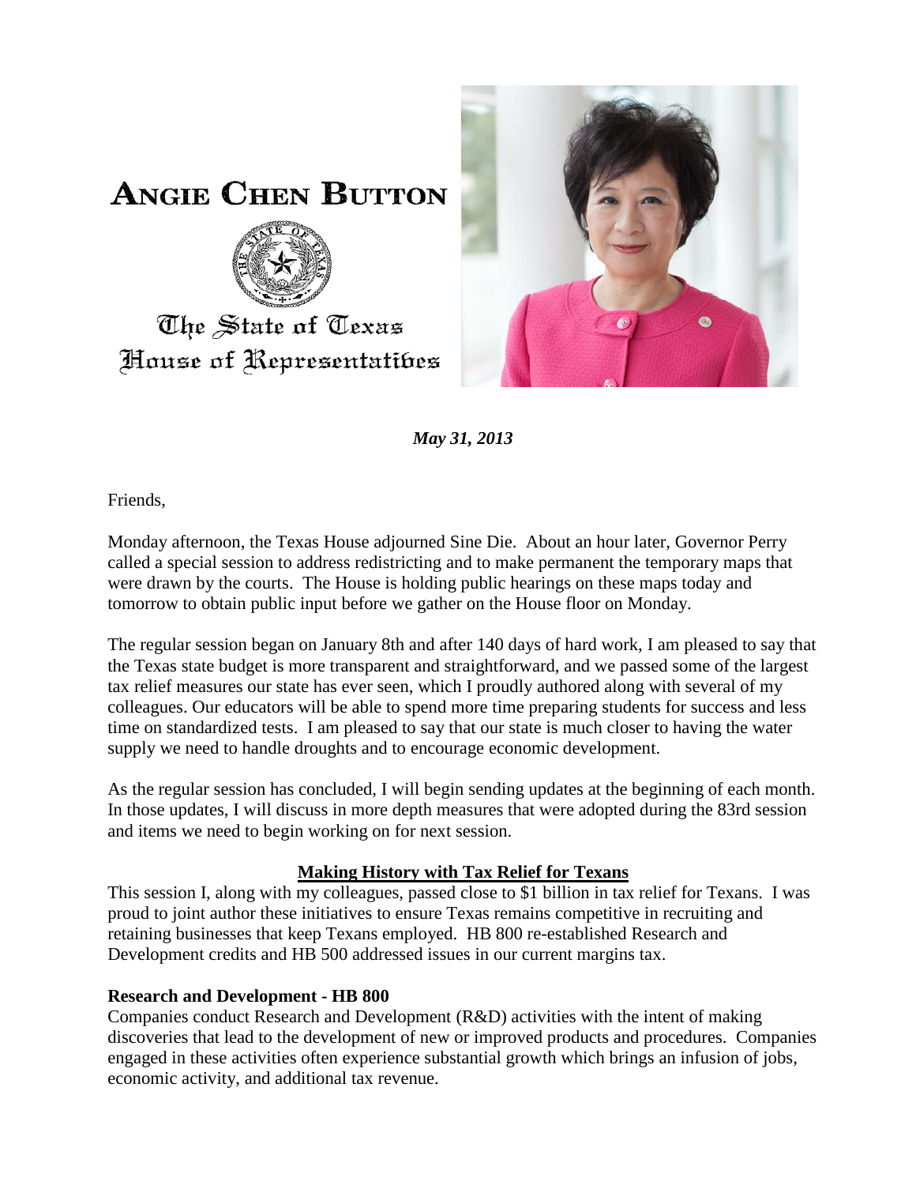# Angie Chen Button

The State of Texas
House of Representatives

*May 31, 2013*

Friends,

Monday afternoon, the Texas House adjourned Sine Die. About an hour later, Governor Perry called a special session to address redistricting and to make permanent the temporary maps that were drawn by the courts. The House is holding public hearings on these maps today and tomorrow to obtain public input before we gather on the House floor on Monday.

The regular session began on January 8th and after 140 days of hard work, I am pleased to say that the Texas state budget is more transparent and straightforward, and we passed some of the largest tax relief measures our state has ever seen, which I proudly authored along with several of my colleagues. Our educators will be able to spend more time preparing students for success and less time on standardized tests. I am pleased to say that our state is much closer to having the water supply we need to handle droughts and to encourage economic development.

As the regular session has concluded, I will begin sending updates at the beginning of each month. In those updates, I will discuss in more depth measures that were adopted during the 83rd session and items we need to begin working on for next session.

## Making History with Tax Relief for Texans

This session I, along with my colleagues, passed close to $1 billion in tax relief for Texans. I was proud to joint author these initiatives to ensure Texas remains competitive in recruiting and retaining businesses that keep Texans employed. HB 800 re-established Research and Development credits and HB 500 addressed issues in our current margins tax.

### Research and Development - HB 800

Companies conduct Research and Development (R&D) activities with the intent of making discoveries that lead to the development of new or improved products and procedures. Companies engaged in these activities often experience substantial growth which brings an infusion of jobs, economic activity, and additional tax revenue.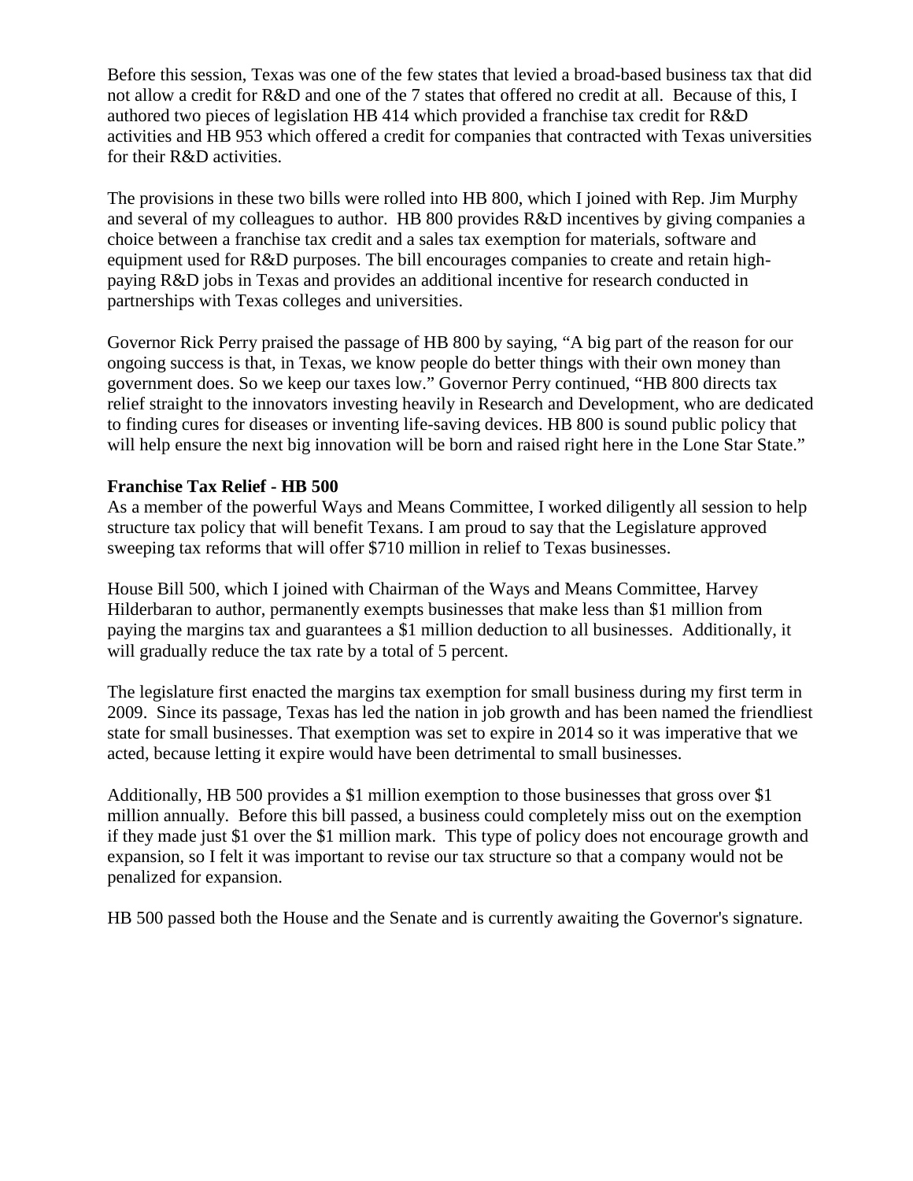Before this session, Texas was one of the few states that levied a broad-based business tax that did not allow a credit for R&D and one of the 7 states that offered no credit at all. Because of this, I authored two pieces of legislation HB 414 which provided a franchise tax credit for R&D activities and HB 953 which offered a credit for companies that contracted with Texas universities for their R&D activities.

The provisions in these two bills were rolled into HB 800, which I joined with Rep. Jim Murphy and several of my colleagues to author. HB 800 provides R&D incentives by giving companies a choice between a franchise tax credit and a sales tax exemption for materials, software and equipment used for R&D purposes. The bill encourages companies to create and retain high-paying R&D jobs in Texas and provides an additional incentive for research conducted in partnerships with Texas colleges and universities.

Governor Rick Perry praised the passage of HB 800 by saying, "A big part of the reason for our ongoing success is that, in Texas, we know people do better things with their own money than government does. So we keep our taxes low." Governor Perry continued, "HB 800 directs tax relief straight to the innovators investing heavily in Research and Development, who are dedicated to finding cures for diseases or inventing life-saving devices. HB 800 is sound public policy that will help ensure the next big innovation will be born and raised right here in the Lone Star State."

**Franchise Tax Relief - HB 500**

As a member of the powerful Ways and Means Committee, I worked diligently all session to help structure tax policy that will benefit Texans. I am proud to say that the Legislature approved sweeping tax reforms that will offer $710 million in relief to Texas businesses.

House Bill 500, which I joined with Chairman of the Ways and Means Committee, Harvey Hilderbaran to author, permanently exempts businesses that make less than $1 million from paying the margins tax and guarantees a $1 million deduction to all businesses. Additionally, it will gradually reduce the tax rate by a total of 5 percent.

The legislature first enacted the margins tax exemption for small business during my first term in 2009. Since its passage, Texas has led the nation in job growth and has been named the friendliest state for small businesses. That exemption was set to expire in 2014 so it was imperative that we acted, because letting it expire would have been detrimental to small businesses.

Additionally, HB 500 provides a $1 million exemption to those businesses that gross over $1 million annually. Before this bill passed, a business could completely miss out on the exemption if they made just $1 over the $1 million mark. This type of policy does not encourage growth and expansion, so I felt it was important to revise our tax structure so that a company would not be penalized for expansion.

HB 500 passed both the House and the Senate and is currently awaiting the Governor's signature.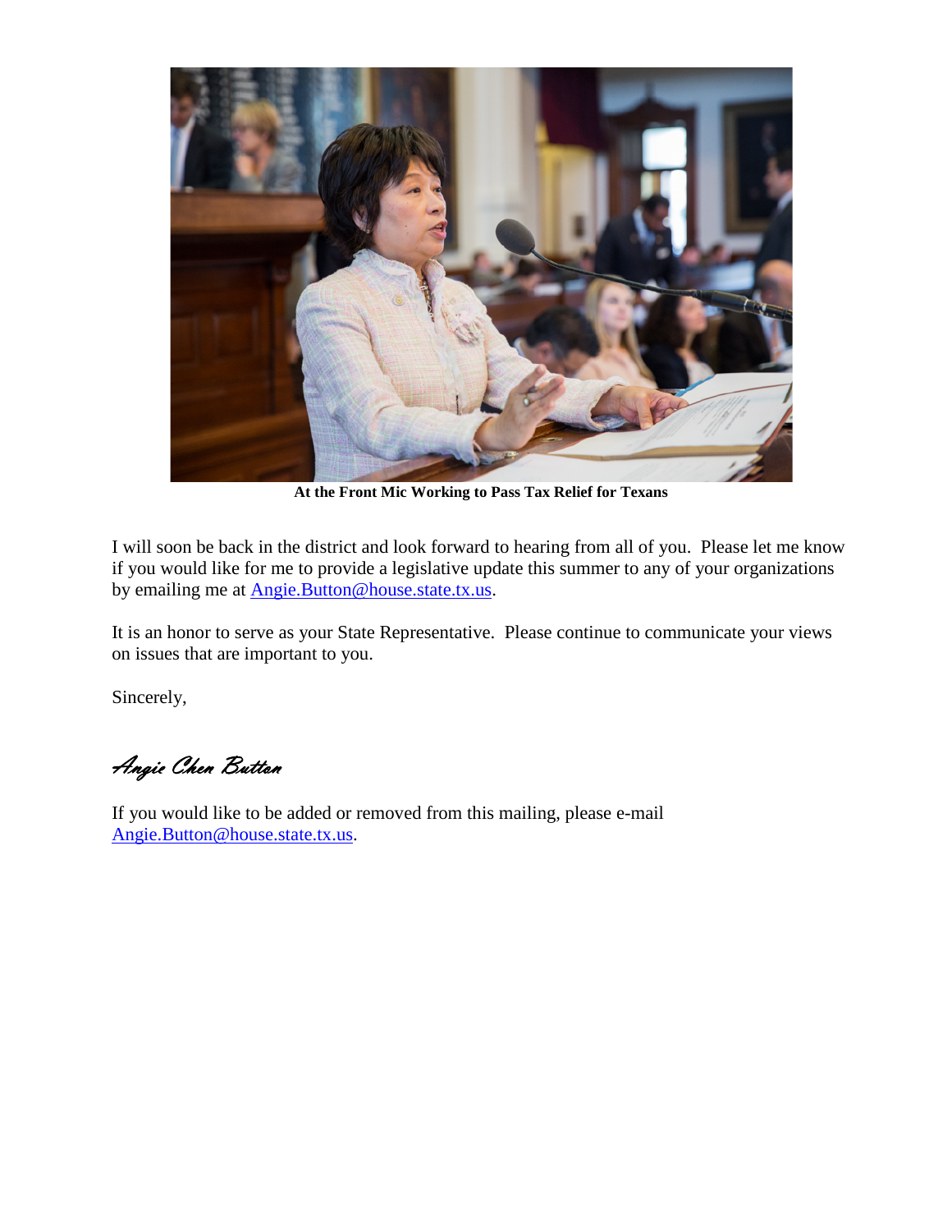**At the Front Mic Working to Pass Tax Relief for Texans**

I will soon be back in the district and look forward to hearing from all of you. Please let me know if you would like for me to provide a legislative update this summer to any of your organizations by emailing me at Angie.Button@house.state.tx.us.

It is an honor to serve as your State Representative. Please continue to communicate your views on issues that are important to you.

Sincerely,

*Angie Chen Button*

If you would like to be added or removed from this mailing, please e-mail Angie.Button@house.state.tx.us.